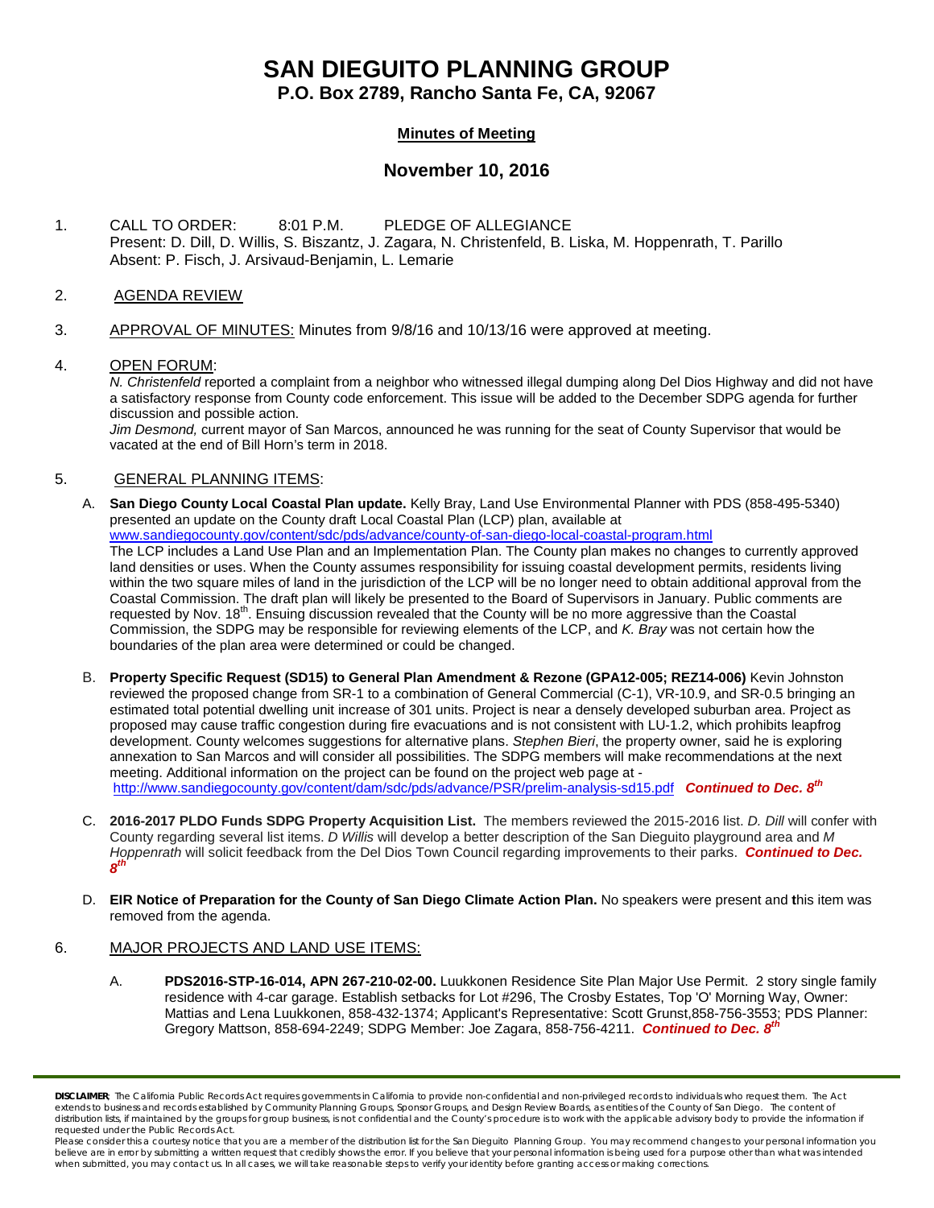# SAN DIEGUITO PLANNING GROUP

**P.O. Box 2789, Rancho Santa Fe, CA, 92067**

**Minutes of Meeting**

## November 10, 2016

1. CALL TO ORDER: 8:01 P.M. PLEDGE OF ALLEGIANCE
   Present: D. Dill, D. Willis, S. Biszantz, J. Zagara, N. Christenfeld, B. Liska, M. Hoppenrath, T. Parillo
   Absent: P. Fisch, J. Arsivaud-Benjamin, L. Lemarie

2. AGENDA REVIEW

3. APPROVAL OF MINUTES: Minutes from 9/8/16 and 10/13/16 were approved at meeting.

4. OPEN FORUM:
   *N. Christenfeld* reported a complaint from a neighbor who witnessed illegal dumping along Del Dios Highway and did not have a satisfactory response from County code enforcement. This issue will be added to the December SDPG agenda for further discussion and possible action.
   *Jim Desmond,* current mayor of San Marcos, announced he was running for the seat of County Supervisor that would be vacated at the end of Bill Horn's term in 2018.

5. GENERAL PLANNING ITEMS:

   A. **San Diego County Local Coastal Plan update.** Kelly Bray, Land Use Environmental Planner with PDS (858-495-5340) presented an update on the County draft Local Coastal Plan (LCP) plan, available at www.sandiegocounty.gov/content/sdc/pds/advance/county-of-san-diego-local-coastal-program.html
   The LCP includes a Land Use Plan and an Implementation Plan. The County plan makes no changes to currently approved land densities or uses. When the County assumes responsibility for issuing coastal development permits, residents living within the two square miles of land in the jurisdiction of the LCP will be no longer need to obtain additional approval from the Coastal Commission. The draft plan will likely be presented to the Board of Supervisors in January. Public comments are requested by Nov. 18th. Ensuing discussion revealed that the County will be no more aggressive than the Coastal Commission, the SDPG may be responsible for reviewing elements of the LCP, and *K. Bray* was not certain how the boundaries of the plan area were determined or could be changed.

   B. **Property Specific Request (SD15) to General Plan Amendment & Rezone (GPA12-005; REZ14-006)** Kevin Johnston reviewed the proposed change from SR-1 to a combination of General Commercial (C-1), VR-10.9, and SR-0.5 bringing an estimated total potential dwelling unit increase of 301 units. Project is near a densely developed suburban area. Project as proposed may cause traffic congestion during fire evacuations and is not consistent with LU-1.2, which prohibits leapfrog development. County welcomes suggestions for alternative plans. *Stephen Bieri*, the property owner, said he is exploring annexation to San Marcos and will consider all possibilities. The SDPG members will make recommendations at the next meeting. Additional information on the project can be found on the project web page at - http://www.sandiegocounty.gov/content/dam/sdc/pds/advance/PSR/prelim-analysis-sd15.pdf ***Continued to Dec. 8th***

   C. **2016-2017 PLDO Funds SDPG Property Acquisition List.** The members reviewed the 2015-2016 list. *D. Dill* will confer with County regarding several list items. *D Willis* will develop a better description of the San Dieguito playground area and *M Hoppenrath* will solicit feedback from the Del Dios Town Council regarding improvements to their parks. ***Continued to Dec. 8th***

   D. **EIR Notice of Preparation for the County of San Diego Climate Action Plan.** No speakers were present and this item was removed from the agenda.

6. MAJOR PROJECTS AND LAND USE ITEMS:

   A. **PDS2016-STP-16-014, APN 267-210-02-00.** Luukkonen Residence Site Plan Major Use Permit. 2 story single family residence with 4-car garage. Establish setbacks for Lot #296, The Crosby Estates, Top 'O' Morning Way, Owner: Mattias and Lena Luukkonen, 858-432-1374; Applicant's Representative: Scott Grunst,858-756-3553; PDS Planner: Gregory Mattson, 858-694-2249; SDPG Member: Joe Zagara, 858-756-4211. ***Continued to Dec. 8th***

---

**DISCLAIMER**: The California Public Records Act requires governments in California to provide non-confidential and non-privileged records to individuals who request them. The Act extends to business and records established by County Planning Groups, Sponsor Groups, and Design Review Boards, as entities of the County of San Diego. The content of distribution lists, if maintained by the groups for group business, is not confidential and the County's procedure is to work with the applicable advisory body to provide the information if requested under the Public Records Act.
Please consider this a courtesy notice that you are a member of the distribution list for the San Dieguito Planning Group. You may recommend changes to your personal information you believe are in error by submitting a written request that credibly shows the error. If you believe that your personal information is being used for a purpose other than what was intended when submitted, you may contact us. In all cases, we will take reasonable steps to verify your identity before granting access or making corrections.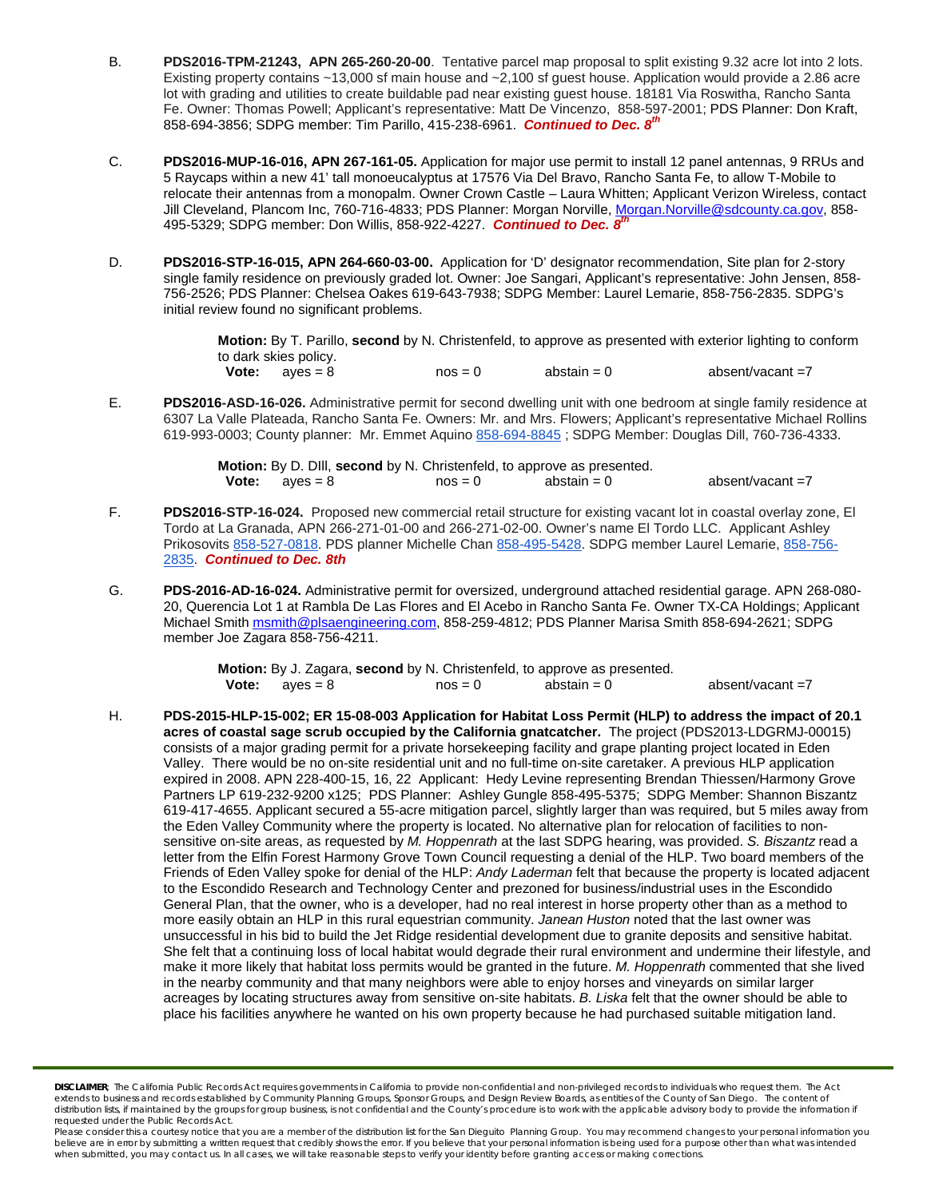B. **PDS2016-TPM-21243, APN 265-260-20-00**. Tentative parcel map proposal to split existing 9.32 acre lot into 2 lots. Existing property contains ~13,000 sf main house and ~2,100 sf guest house. Application would provide a 2.86 acre lot with grading and utilities to create buildable pad near existing guest house. 18181 Via Roswitha, Rancho Santa Fe. Owner: Thomas Powell; Applicant's representative: Matt De Vincenzo, 858-597-2001; PDS Planner: Don Kraft, 858-694-3856; SDPG member: Tim Parillo, 415-238-6961. ***Continued to Dec. 8th***

C. **PDS2016-MUP-16-016, APN 267-161-05.** Application for major use permit to install 12 panel antennas, 9 RRUs and 5 Raycaps within a new 41' tall monoeucalyptus at 17576 Via Del Bravo, Rancho Santa Fe, to allow T-Mobile to relocate their antennas from a monopalm. Owner Crown Castle – Laura Whitten; Applicant Verizon Wireless, contact Jill Cleveland, Plancom Inc, 760-716-4833; PDS Planner: Morgan Norville, Morgan.Norville@sdcounty.ca.gov, 858-495-5329; SDPG member: Don Willis, 858-922-4227. ***Continued to Dec. 8th***

D. **PDS2016-STP-16-015, APN 264-660-03-00.** Application for 'D' designator recommendation, Site plan for 2-story single family residence on previously graded lot. Owner: Joe Sangari, Applicant's representative: John Jensen, 858-756-2526; PDS Planner: Chelsea Oakes 619-643-7938; SDPG Member: Laurel Lemarie, 858-756-2835. SDPG's initial review found no significant problems.

> **Motion:** By T. Parillo, **second** by N. Christenfeld, to approve as presented with exterior lighting to conform to dark skies policy.
> **Vote:** ayes = 8 nos = 0 abstain = 0 absent/vacant =7

E. **PDS2016-ASD-16-026.** Administrative permit for second dwelling unit with one bedroom at single family residence at 6307 La Valle Plateada, Rancho Santa Fe. Owners: Mr. and Mrs. Flowers; Applicant's representative Michael Rollins 619-993-0003; County planner: Mr. Emmet Aquino 858-694-8845 ; SDPG Member: Douglas Dill, 760-736-4333.

> **Motion:** By D. DIll, **second** by N. Christenfeld, to approve as presented.
> **Vote:** ayes = 8 nos = 0 abstain = 0 absent/vacant =7

F. **PDS2016-STP-16-024.** Proposed new commercial retail structure for existing vacant lot in coastal overlay zone, El Tordo at La Granada, APN 266-271-01-00 and 266-271-02-00. Owner's name El Tordo LLC. Applicant Ashley Prikosovits 858-527-0818. PDS planner Michelle Chan 858-495-5428. SDPG member Laurel Lemarie, 858-756-2835. ***Continued to Dec. 8th***

G. **PDS-2016-AD-16-024.** Administrative permit for oversized, underground attached residential garage. APN 268-080-20, Querencia Lot 1 at Rambla De Las Flores and El Acebo in Rancho Santa Fe. Owner TX-CA Holdings; Applicant Michael Smith msmith@plsaengineering.com, 858-259-4812; PDS Planner Marisa Smith 858-694-2621; SDPG member Joe Zagara 858-756-4211.

> **Motion:** By J. Zagara, **second** by N. Christenfeld, to approve as presented.
> **Vote:** ayes = 8 nos = 0 abstain = 0 absent/vacant =7

H. **PDS-2015-HLP-15-002; ER 15-08-003 Application for Habitat Loss Permit (HLP) to address the impact of 20.1 acres of coastal sage scrub occupied by the California gnatcatcher.** The project (PDS2013-LDGRMJ-00015) consists of a major grading permit for a private horsekeeping facility and grape planting project located in Eden Valley. There would be no on-site residential unit and no full-time on-site caretaker. A previous HLP application expired in 2008. APN 228-400-15, 16, 22 Applicant: Hedy Levine representing Brendan Thiessen/Harmony Grove Partners LP 619-232-9200 x125; PDS Planner: Ashley Gungle 858-495-5375; SDPG Member: Shannon Biszantz 619-417-4655. Applicant secured a 55-acre mitigation parcel, slightly larger than was required, but 5 miles away from the Eden Valley Community where the property is located. No alternative plan for relocation of facilities to non-sensitive on-site areas, as requested by *M. Hoppenrath* at the last SDPG hearing, was provided. *S. Biszantz* read a letter from the Elfin Forest Harmony Grove Town Council requesting a denial of the HLP. Two board members of the Friends of Eden Valley spoke for denial of the HLP: *Andy Laderman* felt that because the property is located adjacent to the Escondido Research and Technology Center and prezoned for business/industrial uses in the Escondido General Plan, that the owner, who is a developer, had no real interest in horse property other than as a method to more easily obtain an HLP in this rural equestrian community. *Janean Huston* noted that the last owner was unsuccessful in his bid to build the Jet Ridge residential development due to granite deposits and sensitive habitat. She felt that a continuing loss of local habitat would degrade their rural environment and undermine their lifestyle, and make it more likely that habitat loss permits would be granted in the future. *M. Hoppenrath* commented that she lived in the nearby community and that many neighbors were able to enjoy horses and vineyards on similar larger acreages by locating structures away from sensitive on-site habitats. *B. Liska* felt that the owner should be able to place his facilities anywhere he wanted on his own property because he had purchased suitable mitigation land.

**DISCLAIMER**; The California Public Records Act requires governments in California to provide non-confidential and non-privileged records to individuals who request them. The Act extends to business and records established by Community Planning Groups, Sponsor Groups, and Design Review Boards, as entities of the County of San Diego. The content of distribution lists, if maintained by the groups for group business, is not confidential and the County's procedure is to work with the applicable advisory body to provide the information if requested under the Public Records Act.
Please consider this a courtesy notice that you are a member of the distribution list for the San Dieguito Planning Group. You may recommend changes to your personal information you believe are in error by submitting a written request that credibly shows the error. If you believe that your personal information is being used for a purpose other than what was intended when submitted, you may contact us. In all cases, we will take reasonable steps to verify your identity before granting access or making corrections.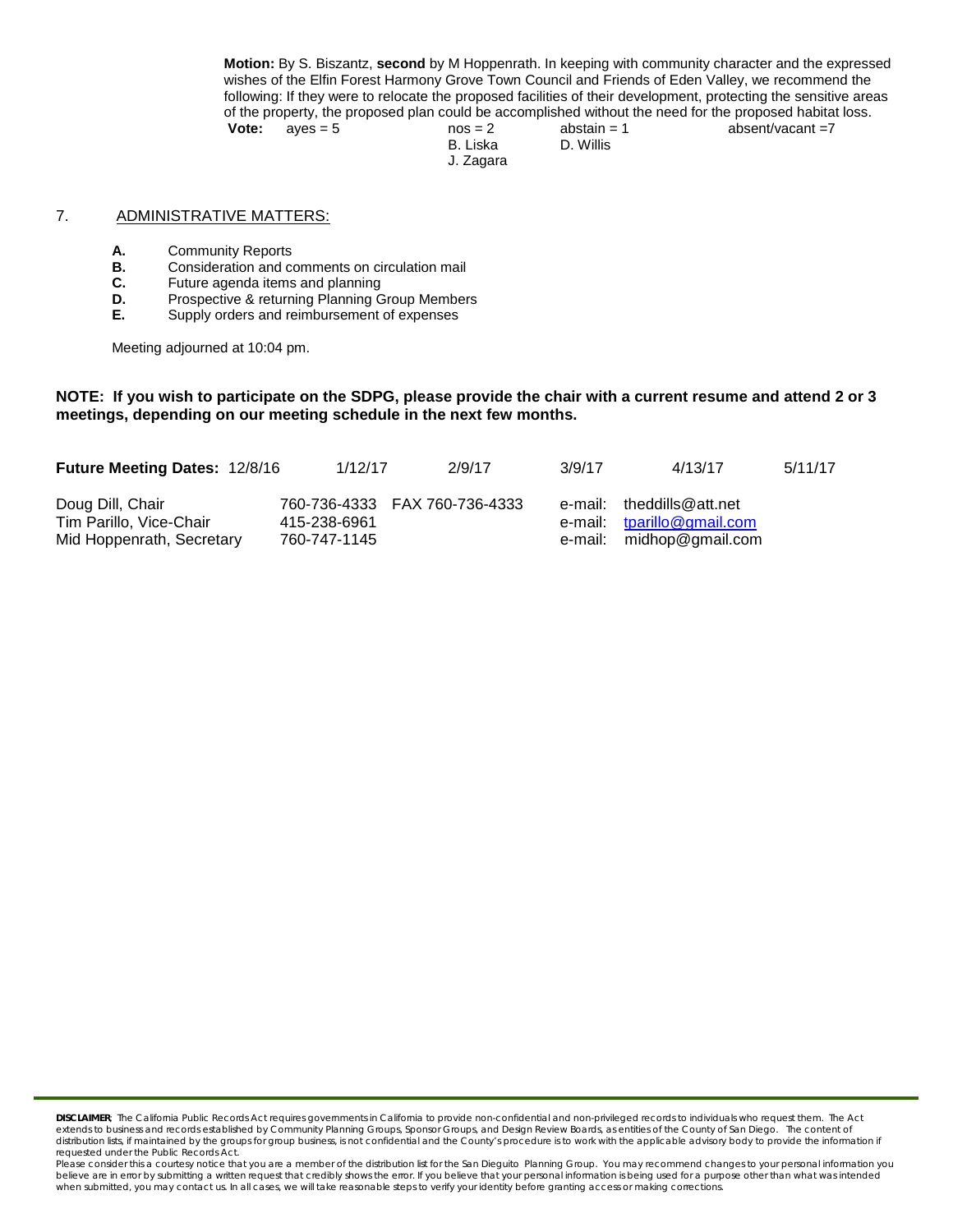**Motion:** By S. Biszantz, **second** by M Hoppenrath. In keeping with community character and the expressed wishes of the Elfin Forest Harmony Grove Town Council and Friends of Eden Valley, we recommend the following: If they were to relocate the proposed facilities of their development, protecting the sensitive areas of the property, the proposed plan could be accomplished without the need for the proposed habitat loss.

| | | | | |
|---|---|---|---|---|
| **Vote:** | ayes = 5 | nos = 2 | abstain = 1 | absent/vacant =7 |
| | | B. Liska | D. Willis | |
| | | J. Zagara | | |

7. ADMINISTRATIVE MATTERS:

   **A.** Community Reports
   **B.** Consideration and comments on circulation mail
   **C.** Future agenda items and planning
   **D.** Prospective & returning Planning Group Members
   **E.** Supply orders and reimbursement of expenses

   Meeting adjourned at 10:04 pm.

**NOTE: If you wish to participate on the SDPG, please provide the chair with a current resume and attend 2 or 3 meetings, depending on our meeting schedule in the next few months.**

**Future Meeting Dates:** 12/8/16 1/12/17 2/9/17 3/9/17 4/13/17 5/11/17

| | | | |
|---|---|---|---|
| Doug Dill, Chair | 760-736-4333 | FAX 760-736-4333 | e-mail: theddills@att.net |
| Tim Parillo, Vice-Chair | 415-238-6961 | | e-mail: tparillo@gmail.com |
| Mid Hoppenrath, Secretary | 760-747-1145 | | e-mail: midhop@gmail.com |

**DISCLAIMER;** The California Public Records Act requires governments in California to provide non-confidential and non-privileged records to individuals who request them. The Act extends to business and records established by Community Planning Groups, Sponsor Groups, and Design Review Boards, as entities of the County of San Diego. The content of distribution lists, if maintained by the groups for group business, is not confidential and the County's procedure is to work with the applicable advisory body to provide the information if requested under the Public Records Act.
Please consider this a courtesy notice that you are a member of the distribution list for the San Dieguito Planning Group. You may recommend changes to your personal information you believe are in error by submitting a written request that credibly shows the error. If you believe that your personal information is being used for a purpose other than what was intended when submitted, you may contact us. In all cases, we will take reasonable steps to verify your identity before granting access or making corrections.